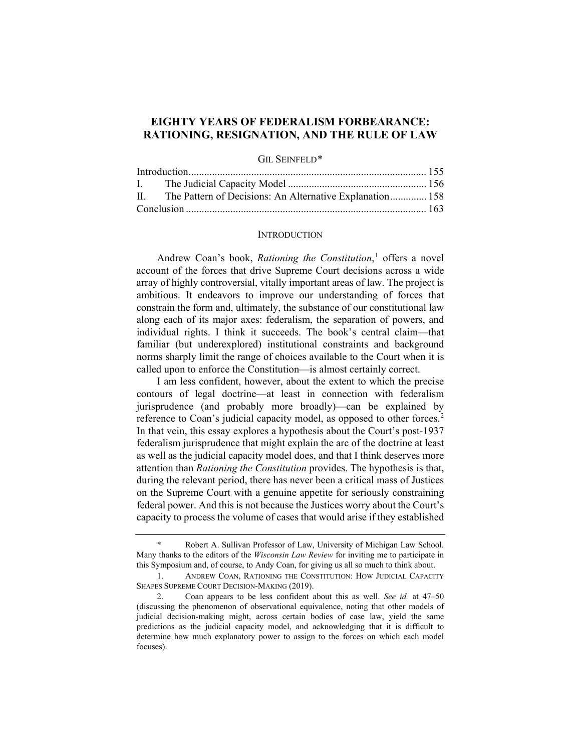# EIGHTY YEARS OF FEDERALISM FORBEARANCE: RATIONING, RESIGNATION, AND THE RULE OF LAW

GIL SEINFELD*

| | |
|---|---|
| Introduction | 155 |
| I. The Judicial Capacity Model | 156 |
| II. The Pattern of Decisions: An Alternative Explanation | 158 |
| Conclusion | 163 |

## INTRODUCTION

Andrew Coan's book, *Rationing the Constitution*,[1] offers a novel account of the forces that drive Supreme Court decisions across a wide array of highly controversial, vitally important areas of law. The project is ambitious. It endeavors to improve our understanding of forces that constrain the form and, ultimately, the substance of our constitutional law along each of its major axes: federalism, the separation of powers, and individual rights. I think it succeeds. The book's central claim—that familiar (but underexplored) institutional constraints and background norms sharply limit the range of choices available to the Court when it is called upon to enforce the Constitution—is almost certainly correct.

I am less confident, however, about the extent to which the precise contours of legal doctrine—at least in connection with federalism jurisprudence (and probably more broadly)—can be explained by reference to Coan's judicial capacity model, as opposed to other forces.[2] In that vein, this essay explores a hypothesis about the Court's post-1937 federalism jurisprudence that might explain the arc of the doctrine at least as well as the judicial capacity model does, and that I think deserves more attention than *Rationing the Constitution* provides. The hypothesis is that, during the relevant period, there has never been a critical mass of Justices on the Supreme Court with a genuine appetite for seriously constraining federal power. And this is not because the Justices worry about the Court's capacity to process the volume of cases that would arise if they established

---

\* Robert A. Sullivan Professor of Law, University of Michigan Law School. Many thanks to the editors of the *Wisconsin Law Review* for inviting me to participate in this Symposium and, of course, to Andy Coan, for giving us all so much to think about.

1. ANDREW COAN, RATIONING THE CONSTITUTION: HOW JUDICIAL CAPACITY SHAPES SUPREME COURT DECISION-MAKING (2019).

2. Coan appears to be less confident about this as well. *See id.* at 47–50 (discussing the phenomenon of observational equivalence, noting that other models of judicial decision-making might, across certain bodies of case law, yield the same predictions as the judicial capacity model, and acknowledging that it is difficult to determine how much explanatory power to assign to the forces on which each model focuses).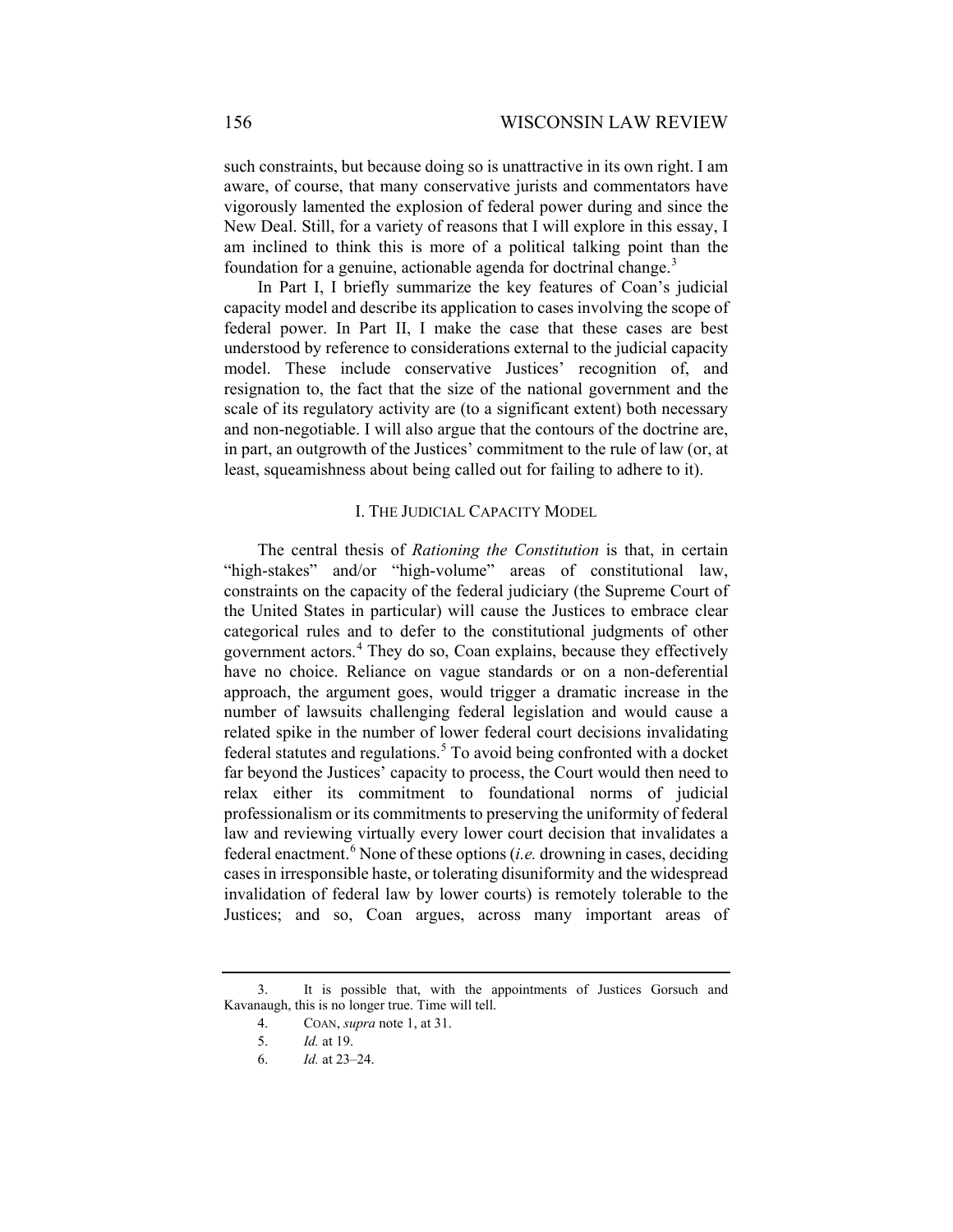such constraints, but because doing so is unattractive in its own right. I am aware, of course, that many conservative jurists and commentators have vigorously lamented the explosion of federal power during and since the New Deal. Still, for a variety of reasons that I will explore in this essay, I am inclined to think this is more of a political talking point than the foundation for a genuine, actionable agenda for doctrinal change.[3]

In Part I, I briefly summarize the key features of Coan's judicial capacity model and describe its application to cases involving the scope of federal power. In Part II, I make the case that these cases are best understood by reference to considerations external to the judicial capacity model. These include conservative Justices' recognition of, and resignation to, the fact that the size of the national government and the scale of its regulatory activity are (to a significant extent) both necessary and non-negotiable. I will also argue that the contours of the doctrine are, in part, an outgrowth of the Justices' commitment to the rule of law (or, at least, squeamishness about being called out for failing to adhere to it).

## I. The Judicial Capacity Model

The central thesis of *Rationing the Constitution* is that, in certain "high-stakes" and/or "high-volume" areas of constitutional law, constraints on the capacity of the federal judiciary (the Supreme Court of the United States in particular) will cause the Justices to embrace clear categorical rules and to defer to the constitutional judgments of other government actors.[4] They do so, Coan explains, because they effectively have no choice. Reliance on vague standards or on a non-deferential approach, the argument goes, would trigger a dramatic increase in the number of lawsuits challenging federal legislation and would cause a related spike in the number of lower federal court decisions invalidating federal statutes and regulations.[5] To avoid being confronted with a docket far beyond the Justices' capacity to process, the Court would then need to relax either its commitment to foundational norms of judicial professionalism or its commitments to preserving the uniformity of federal law and reviewing virtually every lower court decision that invalidates a federal enactment.[6] None of these options (*i.e.* drowning in cases, deciding cases in irresponsible haste, or tolerating disuniformity and the widespread invalidation of federal law by lower courts) is remotely tolerable to the Justices; and so, Coan argues, across many important areas of

---

3. It is possible that, with the appointments of Justices Gorsuch and Kavanaugh, this is no longer true. Time will tell.

4. COAN, *supra* note 1, at 31.

5. *Id.* at 19.

6. *Id.* at 23–24.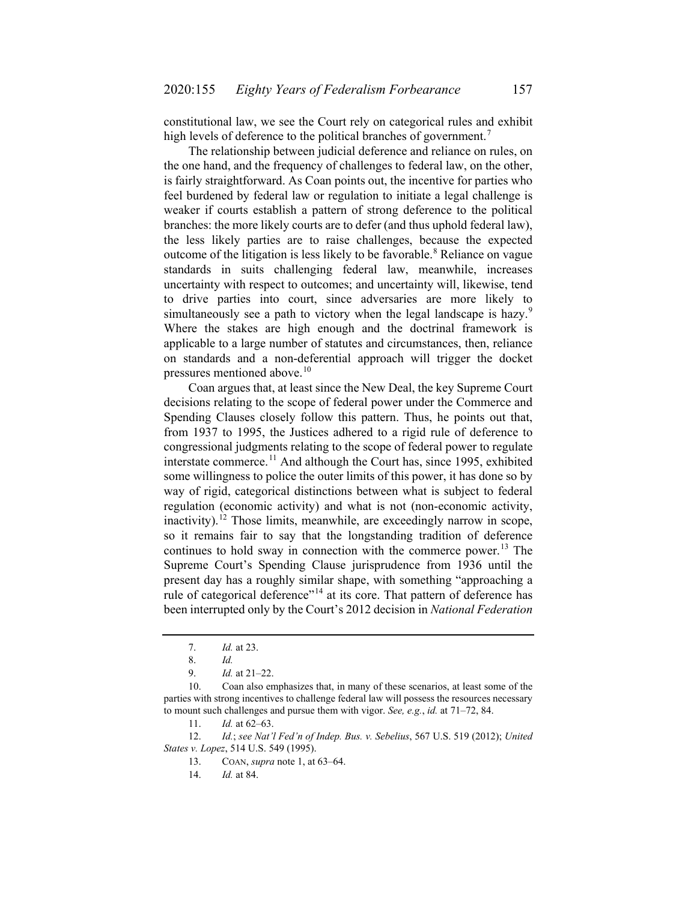constitutional law, we see the Court rely on categorical rules and exhibit high levels of deference to the political branches of government.[7]

The relationship between judicial deference and reliance on rules, on the one hand, and the frequency of challenges to federal law, on the other, is fairly straightforward. As Coan points out, the incentive for parties who feel burdened by federal law or regulation to initiate a legal challenge is weaker if courts establish a pattern of strong deference to the political branches: the more likely courts are to defer (and thus uphold federal law), the less likely parties are to raise challenges, because the expected outcome of the litigation is less likely to be favorable.[8] Reliance on vague standards in suits challenging federal law, meanwhile, increases uncertainty with respect to outcomes; and uncertainty will, likewise, tend to drive parties into court, since adversaries are more likely to simultaneously see a path to victory when the legal landscape is hazy.[9] Where the stakes are high enough and the doctrinal framework is applicable to a large number of statutes and circumstances, then, reliance on standards and a non-deferential approach will trigger the docket pressures mentioned above.[10]

Coan argues that, at least since the New Deal, the key Supreme Court decisions relating to the scope of federal power under the Commerce and Spending Clauses closely follow this pattern. Thus, he points out that, from 1937 to 1995, the Justices adhered to a rigid rule of deference to congressional judgments relating to the scope of federal power to regulate interstate commerce.[11] And although the Court has, since 1995, exhibited some willingness to police the outer limits of this power, it has done so by way of rigid, categorical distinctions between what is subject to federal regulation (economic activity) and what is not (non-economic activity, inactivity).[12] Those limits, meanwhile, are exceedingly narrow in scope, so it remains fair to say that the longstanding tradition of deference continues to hold sway in connection with the commerce power.[13] The Supreme Court's Spending Clause jurisprudence from 1936 until the present day has a roughly similar shape, with something "approaching a rule of categorical deference"[14] at its core. That pattern of deference has been interrupted only by the Court's 2012 decision in *National Federation*

---

7. *Id.* at 23.

8. *Id.*

9. *Id.* at 21–22.

10. Coan also emphasizes that, in many of these scenarios, at least some of the parties with strong incentives to challenge federal law will possess the resources necessary to mount such challenges and pursue them with vigor. *See, e.g.*, *id.* at 71–72, 84.

11. *Id.* at 62–63.

12. *Id.*; *see Nat'l Fed'n of Indep. Bus. v. Sebelius*, 567 U.S. 519 (2012); *United States v. Lopez*, 514 U.S. 549 (1995).

13. COAN, *supra* note 1, at 63–64.

14. *Id.* at 84.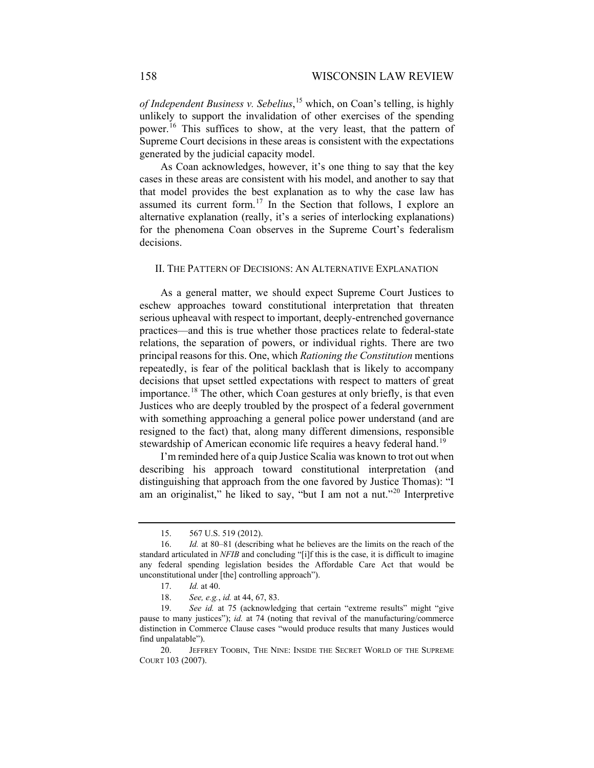*of Independent Business v. Sebelius*,[15] which, on Coan's telling, is highly unlikely to support the invalidation of other exercises of the spending power.[16] This suffices to show, at the very least, that the pattern of Supreme Court decisions in these areas is consistent with the expectations generated by the judicial capacity model.

As Coan acknowledges, however, it's one thing to say that the key cases in these areas are consistent with his model, and another to say that that model provides the best explanation as to why the case law has assumed its current form.[17] In the Section that follows, I explore an alternative explanation (really, it's a series of interlocking explanations) for the phenomena Coan observes in the Supreme Court's federalism decisions.

## II. The Pattern of Decisions: An Alternative Explanation

As a general matter, we should expect Supreme Court Justices to eschew approaches toward constitutional interpretation that threaten serious upheaval with respect to important, deeply-entrenched governance practices—and this is true whether those practices relate to federal-state relations, the separation of powers, or individual rights. There are two principal reasons for this. One, which *Rationing the Constitution* mentions repeatedly, is fear of the political backlash that is likely to accompany decisions that upset settled expectations with respect to matters of great importance.[18] The other, which Coan gestures at only briefly, is that even Justices who are deeply troubled by the prospect of a federal government with something approaching a general police power understand (and are resigned to the fact) that, along many different dimensions, responsible stewardship of American economic life requires a heavy federal hand.[19]

I'm reminded here of a quip Justice Scalia was known to trot out when describing his approach toward constitutional interpretation (and distinguishing that approach from the one favored by Justice Thomas): "I am an originalist," he liked to say, "but I am not a nut."[20] Interpretive

---

15. 567 U.S. 519 (2012).

16. *Id.* at 80–81 (describing what he believes are the limits on the reach of the standard articulated in *NFIB* and concluding "[i]f this is the case, it is difficult to imagine any federal spending legislation besides the Affordable Care Act that would be unconstitutional under [the] controlling approach").

17. *Id.* at 40.

18. *See, e.g.*, *id.* at 44, 67, 83.

19. *See id.* at 75 (acknowledging that certain "extreme results" might "give pause to many justices"); *id.* at 74 (noting that revival of the manufacturing/commerce distinction in Commerce Clause cases "would produce results that many Justices would find unpalatable").

20. Jeffrey Toobin, The Nine: Inside the Secret World of the Supreme Court 103 (2007).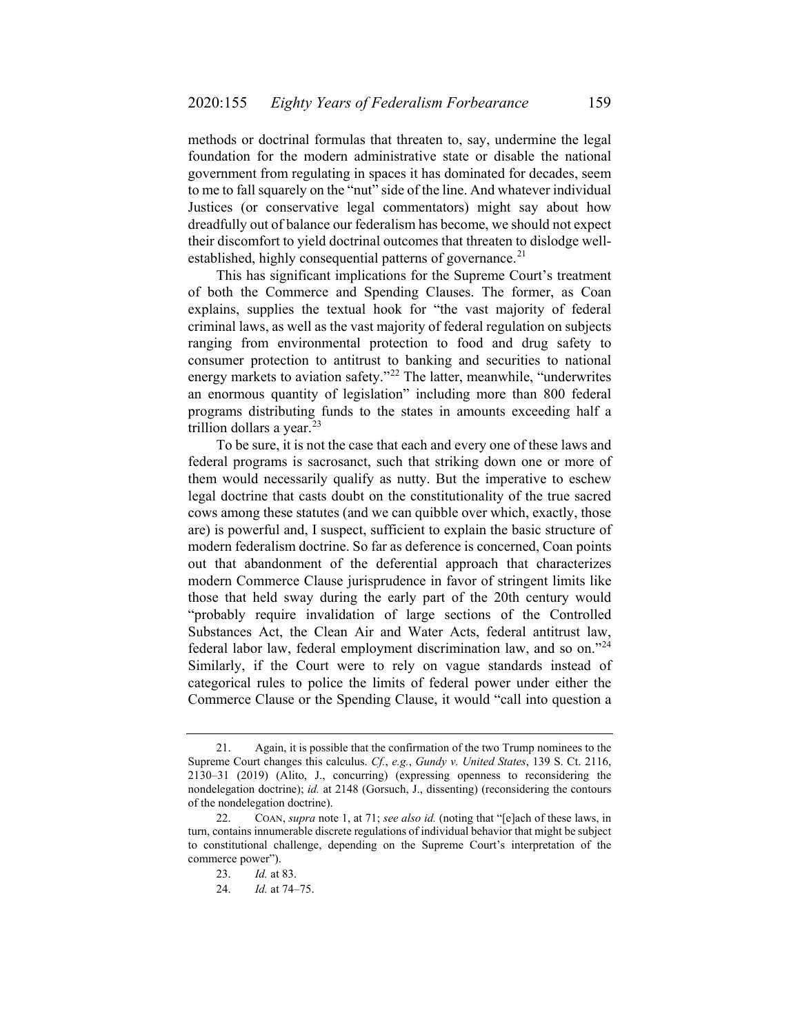methods or doctrinal formulas that threaten to, say, undermine the legal foundation for the modern administrative state or disable the national government from regulating in spaces it has dominated for decades, seem to me to fall squarely on the "nut" side of the line. And whatever individual Justices (or conservative legal commentators) might say about how dreadfully out of balance our federalism has become, we should not expect their discomfort to yield doctrinal outcomes that threaten to dislodge well-established, highly consequential patterns of governance.[21]

This has significant implications for the Supreme Court's treatment of both the Commerce and Spending Clauses. The former, as Coan explains, supplies the textual hook for "the vast majority of federal criminal laws, as well as the vast majority of federal regulation on subjects ranging from environmental protection to food and drug safety to consumer protection to antitrust to banking and securities to national energy markets to aviation safety."[22] The latter, meanwhile, "underwrites an enormous quantity of legislation" including more than 800 federal programs distributing funds to the states in amounts exceeding half a trillion dollars a year.[23]

To be sure, it is not the case that each and every one of these laws and federal programs is sacrosanct, such that striking down one or more of them would necessarily qualify as nutty. But the imperative to eschew legal doctrine that casts doubt on the constitutionality of the true sacred cows among these statutes (and we can quibble over which, exactly, those are) is powerful and, I suspect, sufficient to explain the basic structure of modern federalism doctrine. So far as deference is concerned, Coan points out that abandonment of the deferential approach that characterizes modern Commerce Clause jurisprudence in favor of stringent limits like those that held sway during the early part of the 20th century would "probably require invalidation of large sections of the Controlled Substances Act, the Clean Air and Water Acts, federal antitrust law, federal labor law, federal employment discrimination law, and so on."[24] Similarly, if the Court were to rely on vague standards instead of categorical rules to police the limits of federal power under either the Commerce Clause or the Spending Clause, it would "call into question a

---

21. Again, it is possible that the confirmation of the two Trump nominees to the Supreme Court changes this calculus. *Cf.*, *e.g.*, *Gundy v. United States*, 139 S. Ct. 2116, 2130–31 (2019) (Alito, J., concurring) (expressing openness to reconsidering the nondelegation doctrine); *id.* at 2148 (Gorsuch, J., dissenting) (reconsidering the contours of the nondelegation doctrine).

22. COAN, *supra* note 1, at 71; *see also id.* (noting that "[e]ach of these laws, in turn, contains innumerable discrete regulations of individual behavior that might be subject to constitutional challenge, depending on the Supreme Court's interpretation of the commerce power").

23. *Id.* at 83.

24. *Id.* at 74–75.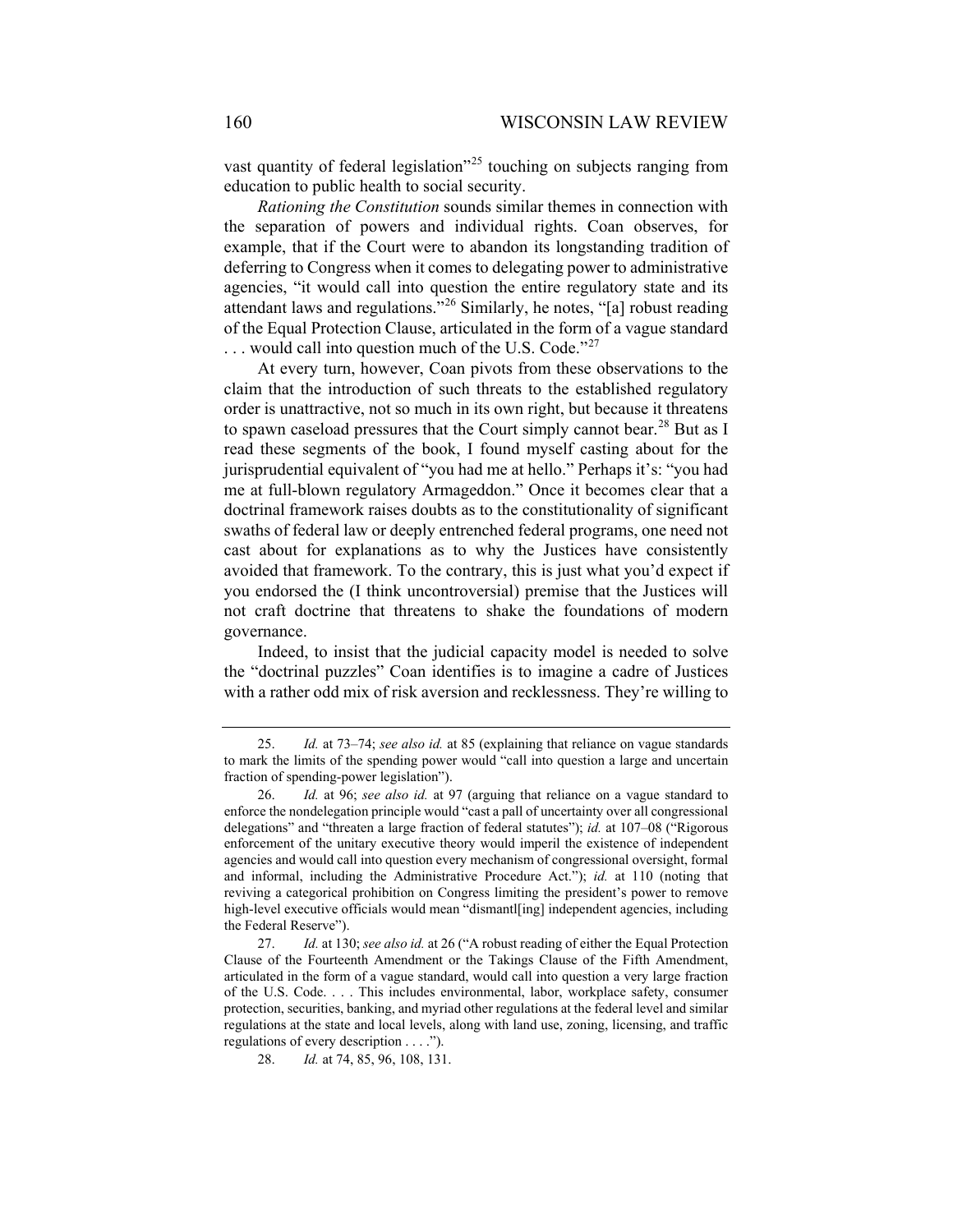vast quantity of federal legislation"[25] touching on subjects ranging from education to public health to social security.

*Rationing the Constitution* sounds similar themes in connection with the separation of powers and individual rights. Coan observes, for example, that if the Court were to abandon its longstanding tradition of deferring to Congress when it comes to delegating power to administrative agencies, "it would call into question the entire regulatory state and its attendant laws and regulations."[26] Similarly, he notes, "[a] robust reading of the Equal Protection Clause, articulated in the form of a vague standard . . . would call into question much of the U.S. Code."[27]

At every turn, however, Coan pivots from these observations to the claim that the introduction of such threats to the established regulatory order is unattractive, not so much in its own right, but because it threatens to spawn caseload pressures that the Court simply cannot bear.[28] But as I read these segments of the book, I found myself casting about for the jurisprudential equivalent of "you had me at hello." Perhaps it's: "you had me at full-blown regulatory Armageddon." Once it becomes clear that a doctrinal framework raises doubts as to the constitutionality of significant swaths of federal law or deeply entrenched federal programs, one need not cast about for explanations as to why the Justices have consistently avoided that framework. To the contrary, this is just what you'd expect if you endorsed the (I think uncontroversial) premise that the Justices will not craft doctrine that threatens to shake the foundations of modern governance.

Indeed, to insist that the judicial capacity model is needed to solve the "doctrinal puzzles" Coan identifies is to imagine a cadre of Justices with a rather odd mix of risk aversion and recklessness. They're willing to

---

25. *Id.* at 73–74; *see also id.* at 85 (explaining that reliance on vague standards to mark the limits of the spending power would "call into question a large and uncertain fraction of spending-power legislation").

26. *Id.* at 96; *see also id.* at 97 (arguing that reliance on a vague standard to enforce the nondelegation principle would "cast a pall of uncertainty over all congressional delegations" and "threaten a large fraction of federal statutes"); *id.* at 107–08 ("Rigorous enforcement of the unitary executive theory would imperil the existence of independent agencies and would call into question every mechanism of congressional oversight, formal and informal, including the Administrative Procedure Act."); *id.* at 110 (noting that reviving a categorical prohibition on Congress limiting the president's power to remove high-level executive officials would mean "dismantl[ing] independent agencies, including the Federal Reserve").

27. *Id.* at 130; *see also id.* at 26 ("A robust reading of either the Equal Protection Clause of the Fourteenth Amendment or the Takings Clause of the Fifth Amendment, articulated in the form of a vague standard, would call into question a very large fraction of the U.S. Code. . . . This includes environmental, labor, workplace safety, consumer protection, securities, banking, and myriad other regulations at the federal level and similar regulations at the state and local levels, along with land use, zoning, licensing, and traffic regulations of every description . . . .").

28. *Id.* at 74, 85, 96, 108, 131.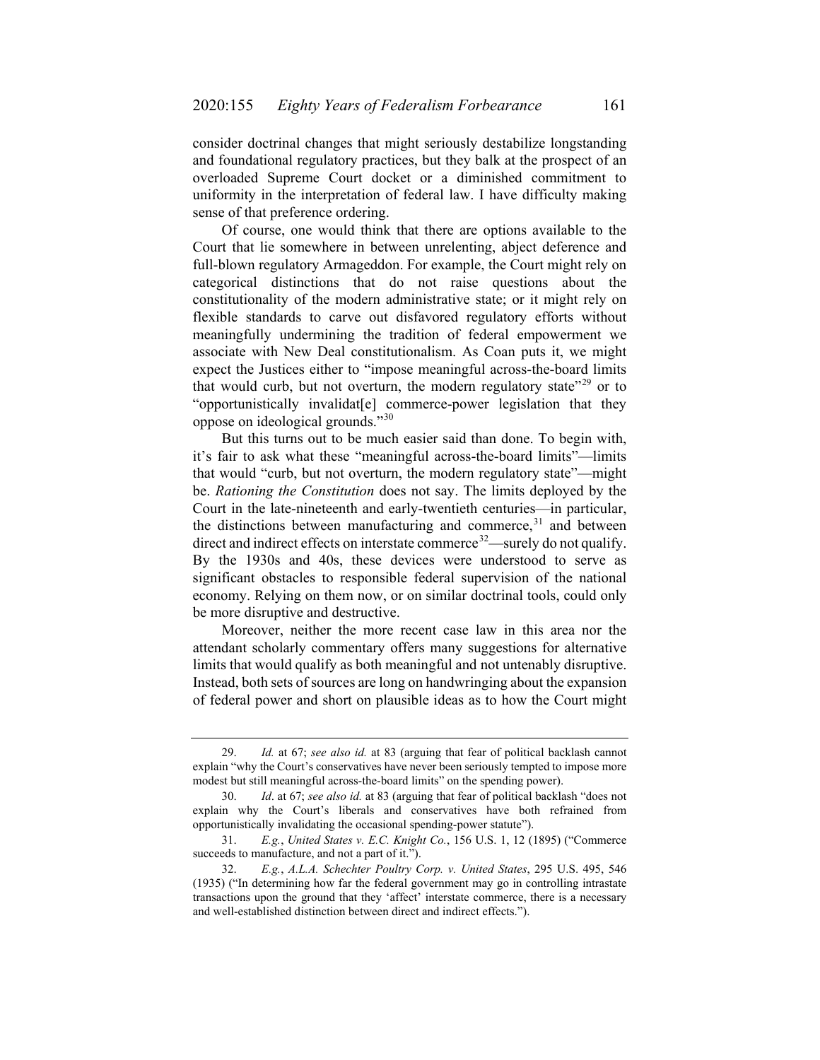consider doctrinal changes that might seriously destabilize longstanding and foundational regulatory practices, but they balk at the prospect of an overloaded Supreme Court docket or a diminished commitment to uniformity in the interpretation of federal law. I have difficulty making sense of that preference ordering.

Of course, one would think that there are options available to the Court that lie somewhere in between unrelenting, abject deference and full-blown regulatory Armageddon. For example, the Court might rely on categorical distinctions that do not raise questions about the constitutionality of the modern administrative state; or it might rely on flexible standards to carve out disfavored regulatory efforts without meaningfully undermining the tradition of federal empowerment we associate with New Deal constitutionalism. As Coan puts it, we might expect the Justices either to "impose meaningful across-the-board limits that would curb, but not overturn, the modern regulatory state"[29] or to "opportunistically invalidat[e] commerce-power legislation that they oppose on ideological grounds."[30]

But this turns out to be much easier said than done. To begin with, it's fair to ask what these "meaningful across-the-board limits"—limits that would "curb, but not overturn, the modern regulatory state"—might be. *Rationing the Constitution* does not say. The limits deployed by the Court in the late-nineteenth and early-twentieth centuries—in particular, the distinctions between manufacturing and commerce,[31] and between direct and indirect effects on interstate commerce[32]—surely do not qualify. By the 1930s and 40s, these devices were understood to serve as significant obstacles to responsible federal supervision of the national economy. Relying on them now, or on similar doctrinal tools, could only be more disruptive and destructive.

Moreover, neither the more recent case law in this area nor the attendant scholarly commentary offers many suggestions for alternative limits that would qualify as both meaningful and not untenably disruptive. Instead, both sets of sources are long on handwringing about the expansion of federal power and short on plausible ideas as to how the Court might

---

29. *Id.* at 67; *see also id.* at 83 (arguing that fear of political backlash cannot explain "why the Court's conservatives have never been seriously tempted to impose more modest but still meaningful across-the-board limits" on the spending power).

30. *Id*. at 67; *see also id.* at 83 (arguing that fear of political backlash "does not explain why the Court's liberals and conservatives have both refrained from opportunistically invalidating the occasional spending-power statute").

31. *E.g.*, *United States v. E.C. Knight Co.*, 156 U.S. 1, 12 (1895) ("Commerce succeeds to manufacture, and not a part of it.").

32. *E.g.*, *A.L.A. Schechter Poultry Corp. v. United States*, 295 U.S. 495, 546 (1935) ("In determining how far the federal government may go in controlling intrastate transactions upon the ground that they 'affect' interstate commerce, there is a necessary and well-established distinction between direct and indirect effects.").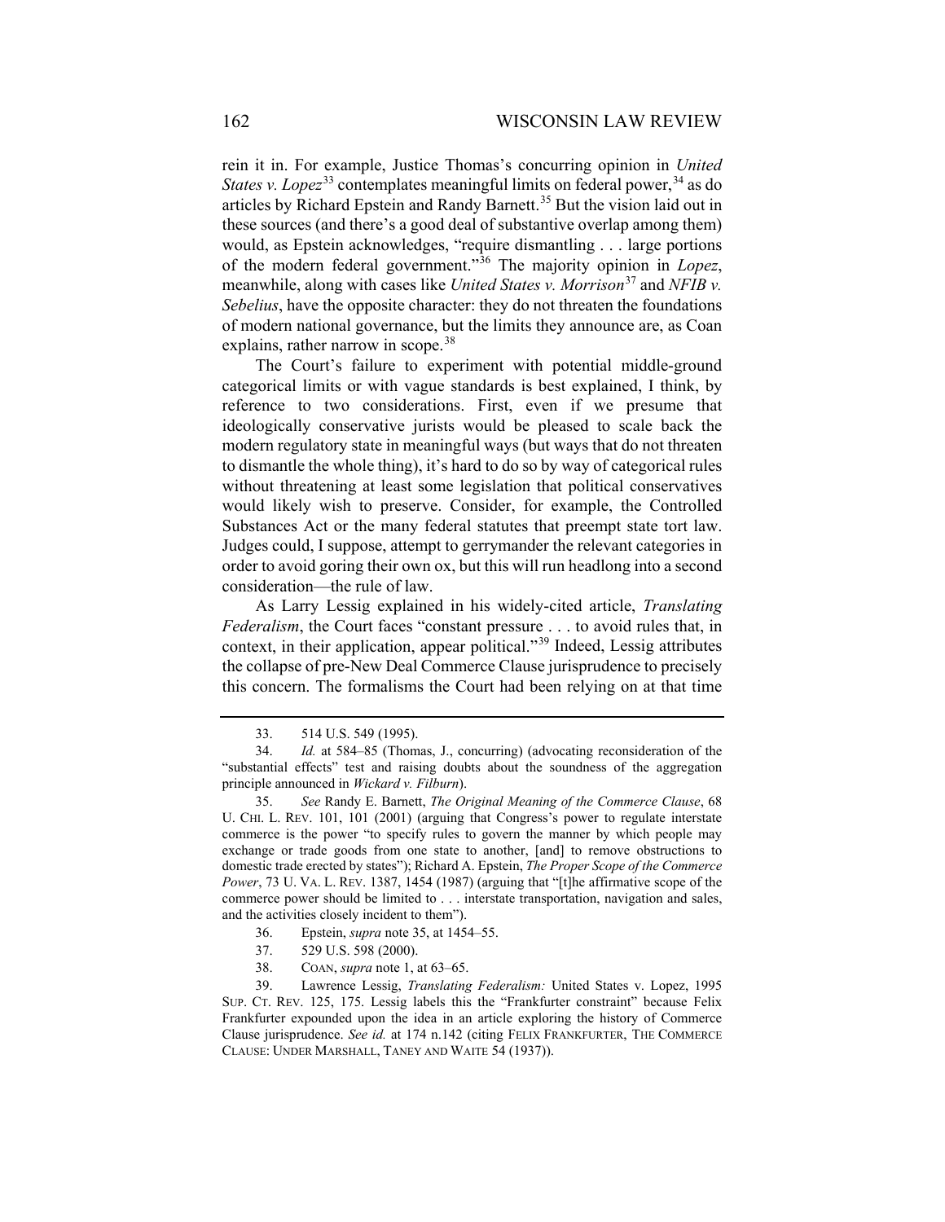rein it in. For example, Justice Thomas's concurring opinion in *United States v. Lopez*[33] contemplates meaningful limits on federal power,[34] as do articles by Richard Epstein and Randy Barnett.[35] But the vision laid out in these sources (and there's a good deal of substantive overlap among them) would, as Epstein acknowledges, "require dismantling . . . large portions of the modern federal government."[36] The majority opinion in *Lopez*, meanwhile, along with cases like *United States v. Morrison*[37] and *NFIB v. Sebelius*, have the opposite character: they do not threaten the foundations of modern national governance, but the limits they announce are, as Coan explains, rather narrow in scope.[38]

The Court's failure to experiment with potential middle-ground categorical limits or with vague standards is best explained, I think, by reference to two considerations. First, even if we presume that ideologically conservative jurists would be pleased to scale back the modern regulatory state in meaningful ways (but ways that do not threaten to dismantle the whole thing), it's hard to do so by way of categorical rules without threatening at least some legislation that political conservatives would likely wish to preserve. Consider, for example, the Controlled Substances Act or the many federal statutes that preempt state tort law. Judges could, I suppose, attempt to gerrymander the relevant categories in order to avoid goring their own ox, but this will run headlong into a second consideration—the rule of law.

As Larry Lessig explained in his widely-cited article, *Translating Federalism*, the Court faces "constant pressure . . . to avoid rules that, in context, in their application, appear political."[39] Indeed, Lessig attributes the collapse of pre-New Deal Commerce Clause jurisprudence to precisely this concern. The formalisms the Court had been relying on at that time

---

33. 514 U.S. 549 (1995).

34. *Id.* at 584–85 (Thomas, J., concurring) (advocating reconsideration of the "substantial effects" test and raising doubts about the soundness of the aggregation principle announced in *Wickard v. Filburn*).

35. *See* Randy E. Barnett, *The Original Meaning of the Commerce Clause*, 68 U. CHI. L. REV. 101, 101 (2001) (arguing that Congress's power to regulate interstate commerce is the power "to specify rules to govern the manner by which people may exchange or trade goods from one state to another, [and] to remove obstructions to domestic trade erected by states"); Richard A. Epstein, *The Proper Scope of the Commerce Power*, 73 U. VA. L. REV. 1387, 1454 (1987) (arguing that "[t]he affirmative scope of the commerce power should be limited to . . . interstate transportation, navigation and sales, and the activities closely incident to them").

36. Epstein, *supra* note 35, at 1454–55.

37. 529 U.S. 598 (2000).

38. COAN, *supra* note 1, at 63–65.

39. Lawrence Lessig, *Translating Federalism:* United States v. Lopez, 1995 SUP. CT. REV. 125, 175. Lessig labels this the "Frankfurter constraint" because Felix Frankfurter expounded upon the idea in an article exploring the history of Commerce Clause jurisprudence. *See id.* at 174 n.142 (citing FELIX FRANKFURTER, THE COMMERCE CLAUSE: UNDER MARSHALL, TANEY AND WAITE 54 (1937)).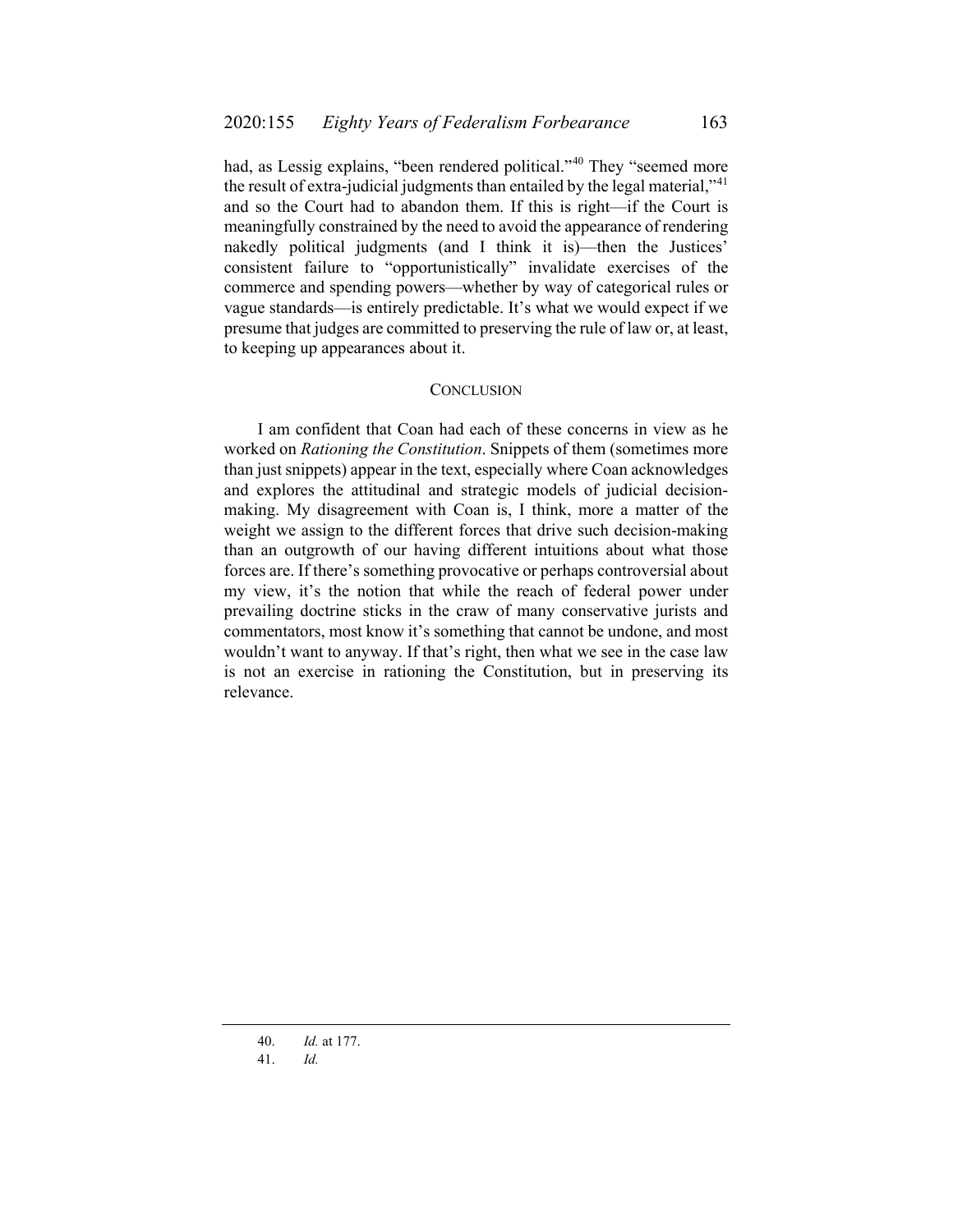had, as Lessig explains, "been rendered political."[40] They "seemed more the result of extra-judicial judgments than entailed by the legal material,"[41] and so the Court had to abandon them. If this is right—if the Court is meaningfully constrained by the need to avoid the appearance of rendering nakedly political judgments (and I think it is)—then the Justices' consistent failure to "opportunistically" invalidate exercises of the commerce and spending powers—whether by way of categorical rules or vague standards—is entirely predictable. It's what we would expect if we presume that judges are committed to preserving the rule of law or, at least, to keeping up appearances about it.

## CONCLUSION

I am confident that Coan had each of these concerns in view as he worked on *Rationing the Constitution*. Snippets of them (sometimes more than just snippets) appear in the text, especially where Coan acknowledges and explores the attitudinal and strategic models of judicial decision-making. My disagreement with Coan is, I think, more a matter of the weight we assign to the different forces that drive such decision-making than an outgrowth of our having different intuitions about what those forces are. If there's something provocative or perhaps controversial about my view, it's the notion that while the reach of federal power under prevailing doctrine sticks in the craw of many conservative jurists and commentators, most know it's something that cannot be undone, and most wouldn't want to anyway. If that's right, then what we see in the case law is not an exercise in rationing the Constitution, but in preserving its relevance.

---

40. *Id.* at 177.

41. *Id.*